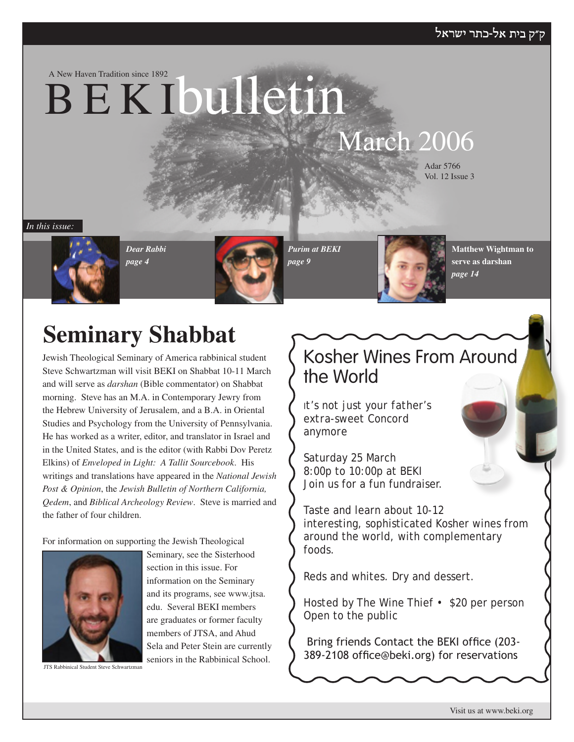ק״ק בית אל-כתר ישראל

A New Haven Tradition since 1892

# BEKI bulletin

## March 2006

Adar 5766
Vol. 12 Issue 3

*In this issue:*

***Dear Rabbi** page 4*

***Purim at BEKI** page 9*

**Matthew Wightman to serve as darshan** *page 14*

# Seminary Shabbat

Jewish Theological Seminary of America rabbinical student Steve Schwartzman will visit BEKI on Shabbat 10-11 March and will serve as *darshan* (Bible commentator) on Shabbat morning. Steve has an M.A. in Contemporary Jewry from the Hebrew University of Jerusalem, and a B.A. in Oriental Studies and Psychology from the University of Pennsylvania. He has worked as a writer, editor, and translator in Israel and in the United States, and is the editor (with Rabbi Dov Peretz Elkins) of *Enveloped in Light: A Tallit Sourcebook*. His writings and translations have appeared in the *National Jewish Post & Opinion*, the *Jewish Bulletin of Northern California, Qedem*, and *Biblical Archeology Review*. Steve is married and the father of four children.

For information on supporting the Jewish Theological Seminary, see the Sisterhood section in this issue. For information on the Seminary and its programs, see www.jtsa.edu. Several BEKI members are graduates or former faculty members of JTSA, and Ahud Sela and Peter Stein are currently seniors in the Rabbinical School.

JTS Rabbinical Student Steve Schwartzman

## Kosher Wines From Around the World

It's not just your father's extra-sweet Concord anymore

Saturday 25 March
8:00p to 10:00p at BEKI
Join us for a fun fundraiser.

Taste and learn about 10-12 interesting, sophisticated Kosher wines from around the world, with complementary foods.

Reds and whites. Dry and dessert.

Hosted by The Wine Thief • $20 per person
Open to the public

Bring friends Contact the BEKI office (203-389-2108 office@beki.org) for reservations

Visit us at www.beki.org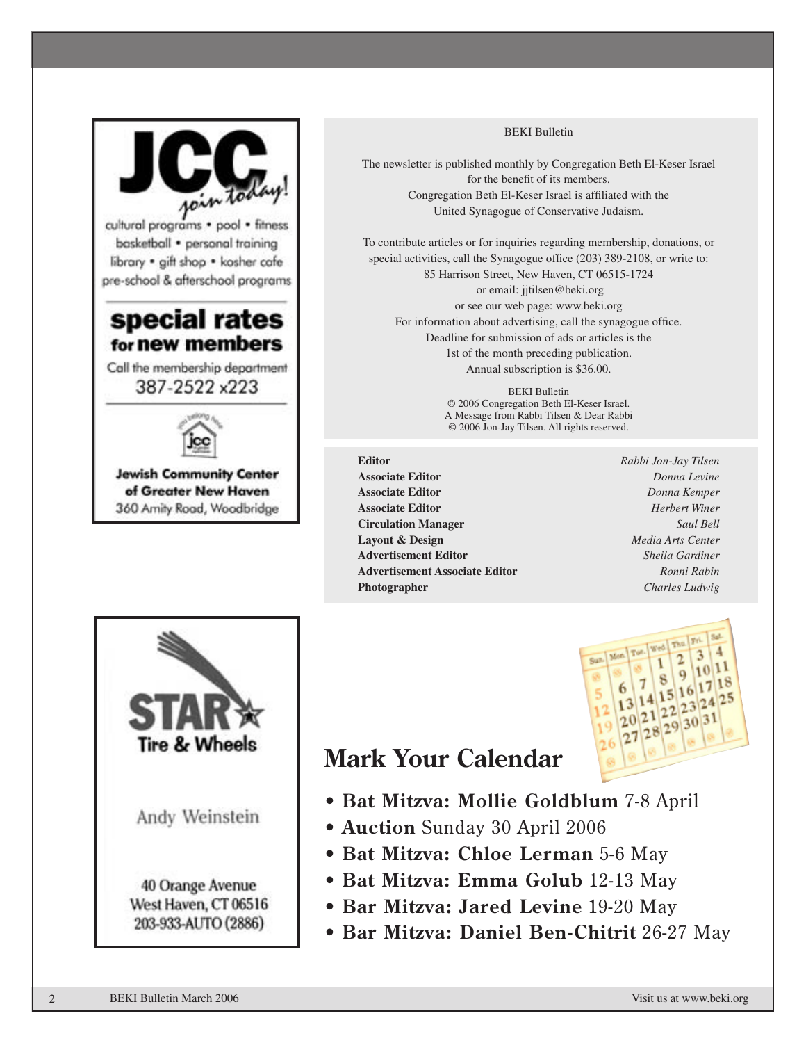**JCC** *join today!*

cultural programs • pool • fitness
basketball • personal training
library • gift shop • kosher cafe
pre-school & afterschool programs

**special rates for new members**

Call the membership department
387-2522 x223

**Jewish Community Center of Greater New Haven**
360 Amity Road, Woodbridge

BEKI Bulletin

The newsletter is published monthly by Congregation Beth El-Keser Israel for the benefit of its members.
Congregation Beth El-Keser Israel is affiliated with the United Synagogue of Conservative Judaism.

To contribute articles or for inquiries regarding membership, donations, or special activities, call the Synagogue office (203) 389-2108, or write to:
85 Harrison Street, New Haven, CT 06515-1724
or email: jjtilsen@beki.org
or see our web page: www.beki.org
For information about advertising, call the synagogue office.
Deadline for submission of ads or articles is the 1st of the month preceding publication.
Annual subscription is $36.00.

BEKI Bulletin
© 2006 Congregation Beth El-Keser Israel.
A Message from Rabbi Tilsen & Dear Rabbi
© 2006 Jon-Jay Tilsen. All rights reserved.

| | |
|---|---|
| **Editor** | *Rabbi Jon-Jay Tilsen* |
| **Associate Editor** | *Donna Levine* |
| **Associate Editor** | *Donna Kemper* |
| **Associate Editor** | *Herbert Winer* |
| **Circulation Manager** | *Saul Bell* |
| **Layout & Design** | *Media Arts Center* |
| **Advertisement Editor** | *Sheila Gardiner* |
| **Advertisement Associate Editor** | *Ronni Rabin* |
| **Photographer** | *Charles Ludwig* |

**STAR Tire & Wheels**

Andy Weinstein

40 Orange Avenue
West Haven, CT 06516
203-933-AUTO (2886)

# Mark Your Calendar

- **Bat Mitzva: Mollie Goldblum** 7-8 April
- **Auction** Sunday 30 April 2006
- **Bat Mitzva: Chloe Lerman** 5-6 May
- **Bat Mitzva: Emma Golub** 12-13 May
- **Bar Mitzva: Jared Levine** 19-20 May
- **Bar Mitzva: Daniel Ben-Chitrit** 26-27 May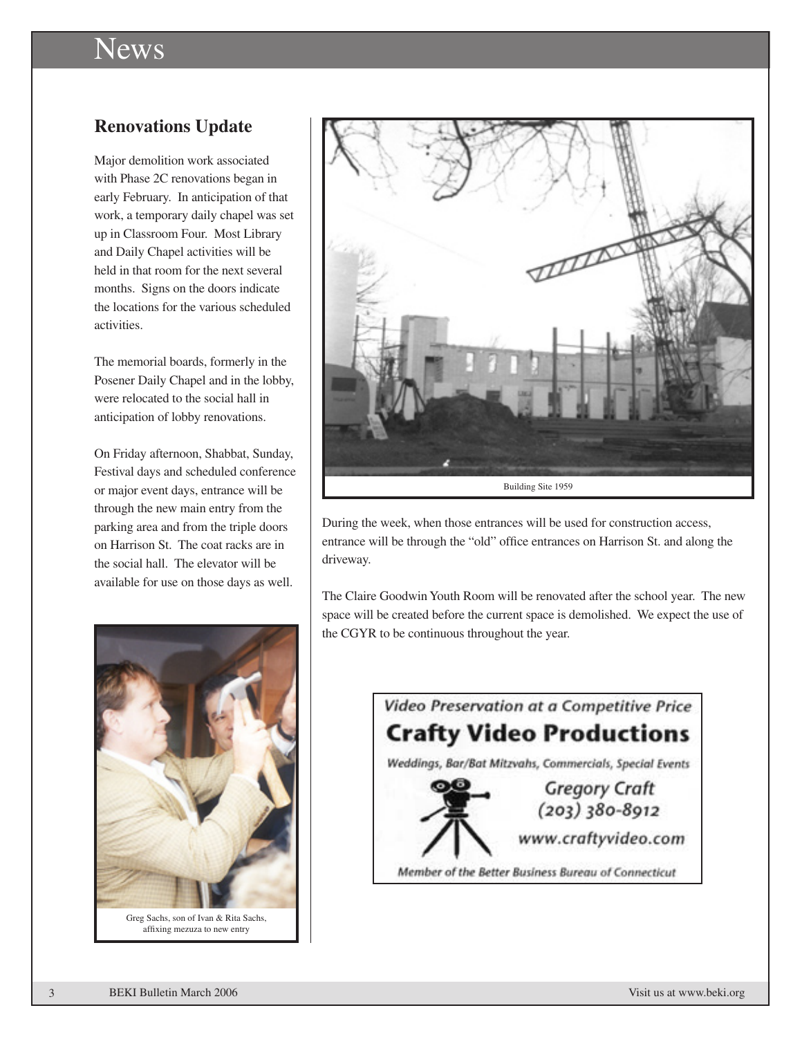# News

## Renovations Update

Major demolition work associated with Phase 2C renovations began in early February. In anticipation of that work, a temporary daily chapel was set up in Classroom Four. Most Library and Daily Chapel activities will be held in that room for the next several months. Signs on the doors indicate the locations for the various scheduled activities.

The memorial boards, formerly in the Posener Daily Chapel and in the lobby, were relocated to the social hall in anticipation of lobby renovations.

On Friday afternoon, Shabbat, Sunday, Festival days and scheduled conference or major event days, entrance will be through the new main entry from the parking area and from the triple doors on Harrison St. The coat racks are in the social hall. The elevator will be available for use on those days as well.

During the week, when those entrances will be used for construction access, entrance will be through the "old" office entrances on Harrison St. and along the driveway.

The Claire Goodwin Youth Room will be renovated after the school year. The new space will be created before the current space is demolished. We expect the use of the CGYR to be continuous throughout the year.

Building Site 1959

Greg Sachs, son of Ivan & Rita Sachs, affixing mezuza to new entry

*Video Preservation at a Competitive Price*

**Crafty Video Productions**

*Weddings, Bar/Bat Mitzvahs, Commercials, Special Events*

Gregory Craft
(203) 380-8912
www.craftyvideo.com

*Member of the Better Business Bureau of Connecticut*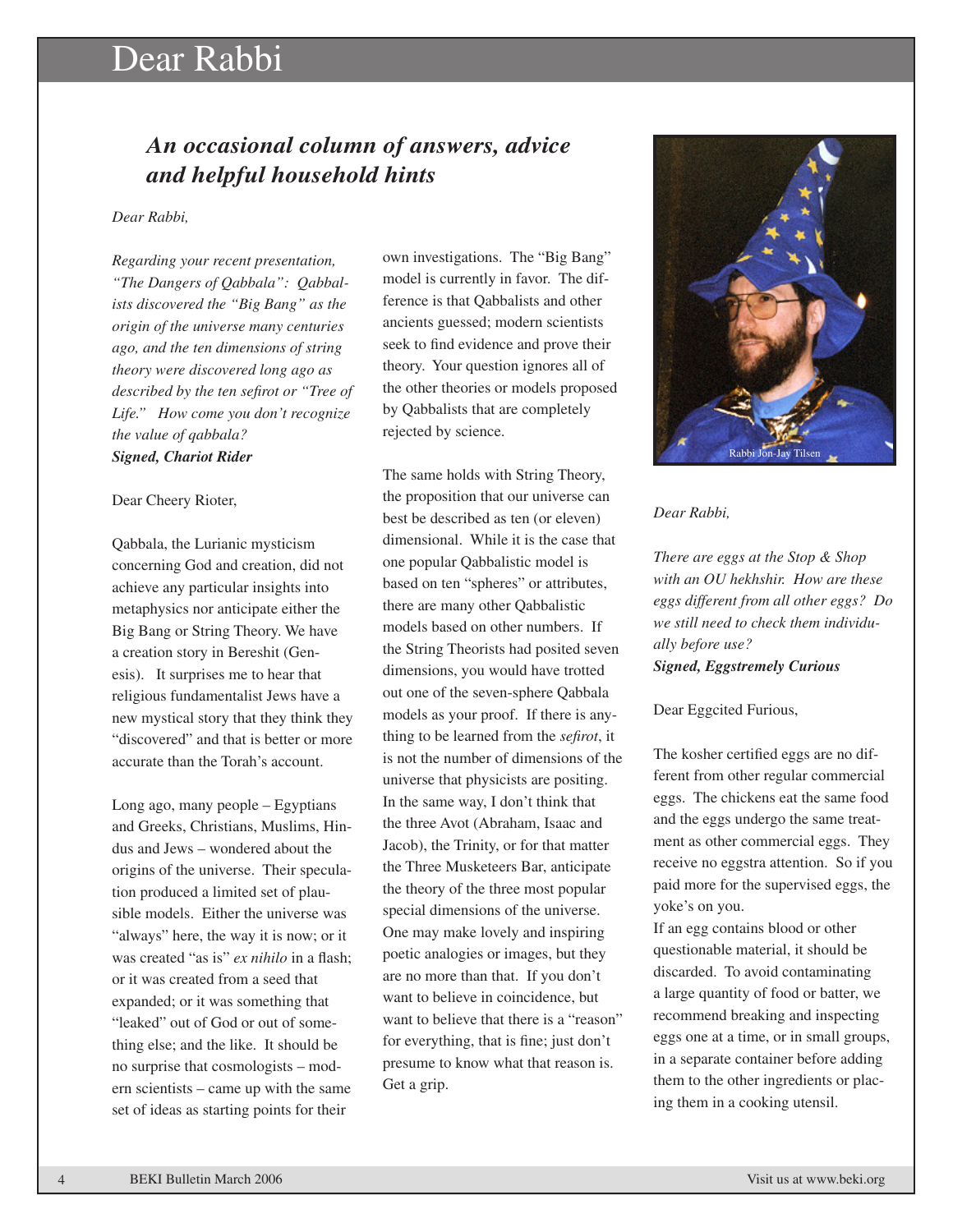# Dear Rabbi

## *An occasional column of answers, advice and helpful household hints*

*Dear Rabbi,*

*Regarding your recent presentation, "The Dangers of Qabbala": Qabbalists discovered the "Big Bang" as the origin of the universe many centuries ago, and the ten dimensions of string theory were discovered long ago as described by the ten sefirot or "Tree of Life." How come you don't recognize the value of qabbala?*
***Signed, Chariot Rider***

Dear Cheery Rioter,

Qabbala, the Lurianic mysticism concerning God and creation, did not achieve any particular insights into metaphysics nor anticipate either the Big Bang or String Theory. We have a creation story in Bereshit (Genesis). It surprises me to hear that religious fundamentalist Jews have a new mystical story that they think they "discovered" and that is better or more accurate than the Torah's account.

Long ago, many people – Egyptians and Greeks, Christians, Muslims, Hindus and Jews – wondered about the origins of the universe. Their speculation produced a limited set of plausible models. Either the universe was "always" here, the way it is now; or it was created "as is" *ex nihilo* in a flash; or it was created from a seed that expanded; or it was something that "leaked" out of God or out of something else; and the like. It should be no surprise that cosmologists – modern scientists – came up with the same set of ideas as starting points for their own investigations. The "Big Bang" model is currently in favor. The difference is that Qabbalists and other ancients guessed; modern scientists seek to find evidence and prove their theory. Your question ignores all of the other theories or models proposed by Qabbalists that are completely rejected by science.

The same holds with String Theory, the proposition that our universe can best be described as ten (or eleven) dimensional. While it is the case that one popular Qabbalistic model is based on ten "spheres" or attributes, there are many other Qabbalistic models based on other numbers. If the String Theorists had posited seven dimensions, you would have trotted out one of the seven-sphere Qabbala models as your proof. If there is anything to be learned from the *sefirot*, it is not the number of dimensions of the universe that physicists are positing. In the same way, I don't think that the three Avot (Abraham, Isaac and Jacob), the Trinity, or for that matter the Three Musketeers Bar, anticipate the theory of the three most popular special dimensions of the universe. One may make lovely and inspiring poetic analogies or images, but they are no more than that. If you don't want to believe in coincidence, but want to believe that there is a "reason" for everything, that is fine; just don't presume to know what that reason is. Get a grip.

Rabbi Jon-Jay Tilsen

*Dear Rabbi,*

*There are eggs at the Stop & Shop with an OU hekhshir. How are these eggs different from all other eggs? Do we still need to check them individually before use?*
***Signed, Eggstremely Curious***

Dear Eggcited Furious,

The kosher certified eggs are no different from other regular commercial eggs. The chickens eat the same food and the eggs undergo the same treatment as other commercial eggs. They receive no eggstra attention. So if you paid more for the supervised eggs, the yoke's on you.

If an egg contains blood or other questionable material, it should be discarded. To avoid contaminating a large quantity of food or batter, we recommend breaking and inspecting eggs one at a time, or in small groups, in a separate container before adding them to the other ingredients or placing them in a cooking utensil.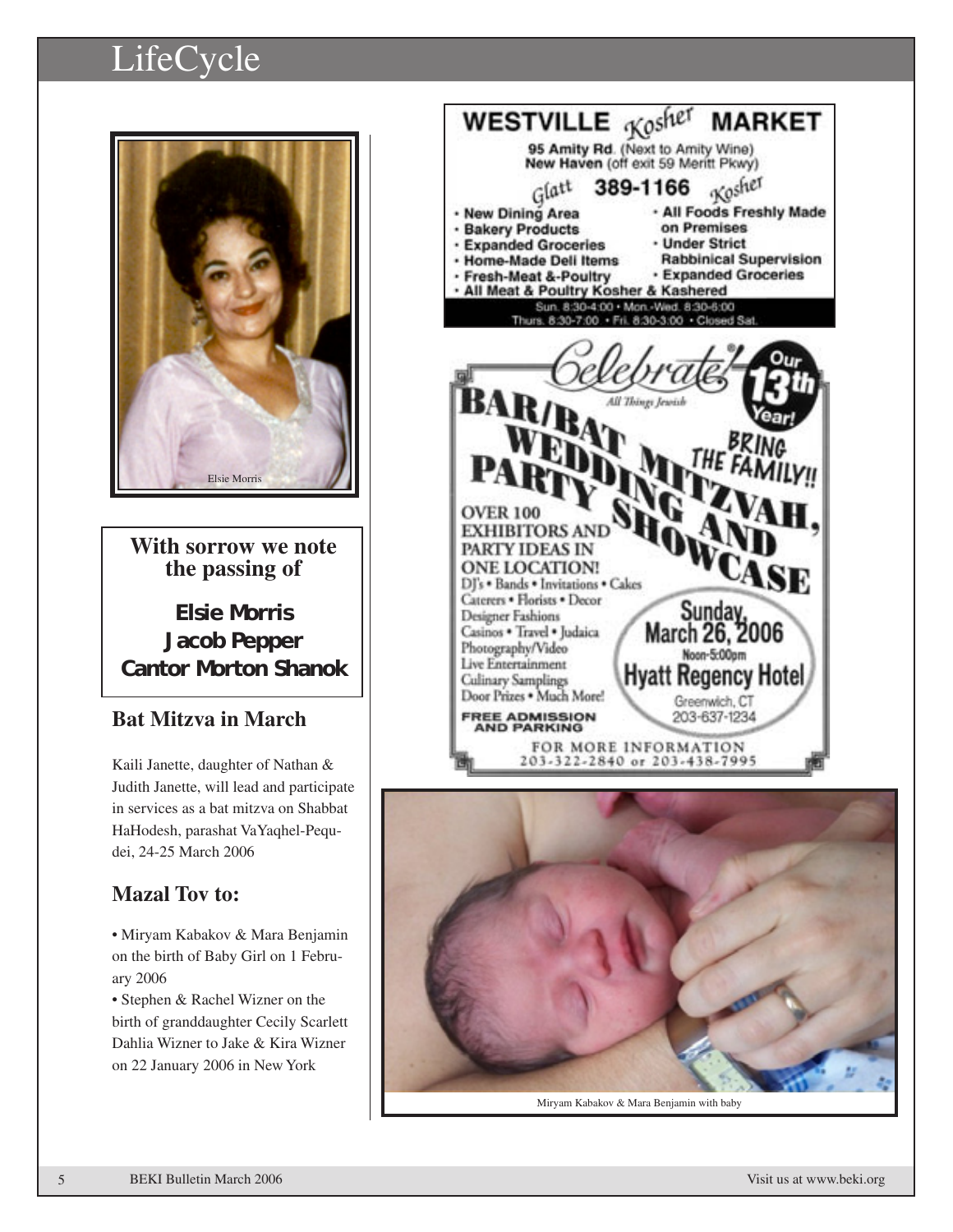# LifeCycle

Elsie Morris

**With sorrow we note the passing of**

**Elsie Morris**
**Jacob Pepper**
**Cantor Morton Shanok**

## Bat Mitzva in March

Kaili Janette, daughter of Nathan & Judith Janette, will lead and participate in services as a bat mitzva on Shabbat HaHodesh, parashat VaYaqhel-Pequdei, 24-25 March 2006

## Mazal Tov to:

- Miryam Kabakov & Mara Benjamin on the birth of Baby Girl on 1 February 2006
- Stephen & Rachel Wizner on the birth of granddaughter Cecily Scarlett Dahlia Wizner to Jake & Kira Wizner on 22 January 2006 in New York

**WESTVILLE *Kosher* MARKET**

**95 Amity Rd.** (Next to Amity Wine)
**New Haven** (off exit 59 Meritt Pkwy)

*Glatt* **389-1166** *Kosher*

- New Dining Area
- Bakery Products
- Expanded Groceries
- Home-Made Deli Items
- Fresh-Meat &-Poultry
- All Foods Freshly Made on Premises
- Under Strict Rabbinical Supervision
- Expanded Groceries
- All Meat & Poultry Kosher & Kashered

Sun. 8:30-4:00 • Mon.-Wed. 8:30-6:00
Thurs. 8:30-7:00 • Fri. 8:30-3:00 • Closed Sat.

*Celebrate!* All Things Jewish

Our 13th Year!

**BAR/BAT MITZVAH, WEDDING AND PARTY SHOWCASE**

BRING THE FAMILY!!

OVER 100 EXHIBITORS AND PARTY IDEAS IN ONE LOCATION!

DJ's • Bands • Invitations • Cakes
Caterers • Florists • Decor
Designer Fashions
Casinos • Travel • Judaica
Photography/Video
Live Entertainment
Culinary Samplings
Door Prizes • Much More!

**FREE ADMISSION AND PARKING**

**Sunday, March 26, 2006**
Noon-5:00pm
**Hyatt Regency Hotel**
Greenwich, CT
203-637-1234

FOR MORE INFORMATION
203-322-2840 or 203-438-7995

Miryam Kabakov & Mara Benjamin with baby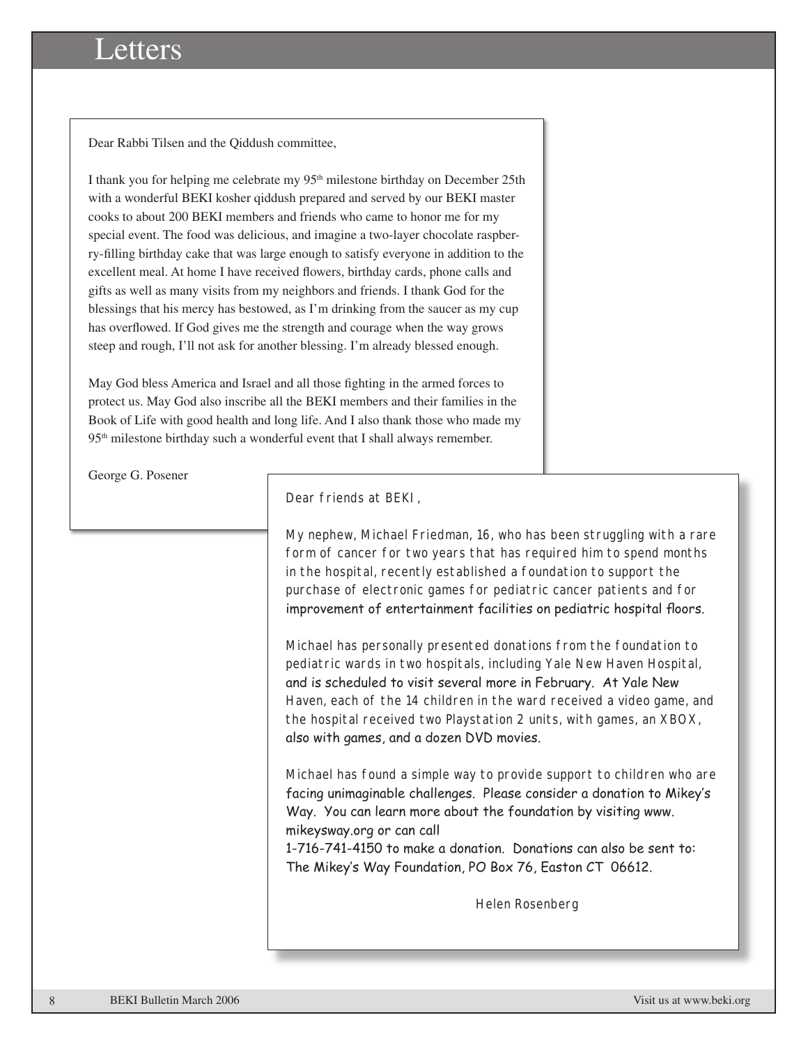# Letters

Dear Rabbi Tilsen and the Qiddush committee,

I thank you for helping me celebrate my 95th milestone birthday on December 25th with a wonderful BEKI kosher qiddush prepared and served by our BEKI master cooks to about 200 BEKI members and friends who came to honor me for my special event. The food was delicious, and imagine a two-layer chocolate raspberry-filling birthday cake that was large enough to satisfy everyone in addition to the excellent meal. At home I have received flowers, birthday cards, phone calls and gifts as well as many visits from my neighbors and friends. I thank God for the blessings that his mercy has bestowed, as I'm drinking from the saucer as my cup has overflowed. If God gives me the strength and courage when the way grows steep and rough, I'll not ask for another blessing. I'm already blessed enough.

May God bless America and Israel and all those fighting in the armed forces to protect us. May God also inscribe all the BEKI members and their families in the Book of Life with good health and long life. And I also thank those who made my 95th milestone birthday such a wonderful event that I shall always remember.

George G. Posener

Dear friends at BEKI,

My nephew, Michael Friedman, 16, who has been struggling with a rare form of cancer for two years that has required him to spend months in the hospital, recently established a foundation to support the purchase of electronic games for pediatric cancer patients and for improvement of entertainment facilities on pediatric hospital floors.

Michael has personally presented donations from the foundation to pediatric wards in two hospitals, including Yale New Haven Hospital, and is scheduled to visit several more in February. At Yale New Haven, each of the 14 children in the ward received a video game, and the hospital received two Playstation 2 units, with games, an XBOX, also with games, and a dozen DVD movies.

Michael has found a simple way to provide support to children who are facing unimaginable challenges. Please consider a donation to Mikey's Way. You can learn more about the foundation by visiting www.mikeysway.org or can call 1-716-741-4150 to make a donation. Donations can also be sent to: The Mikey's Way Foundation, PO Box 76, Easton CT 06612.

Helen Rosenberg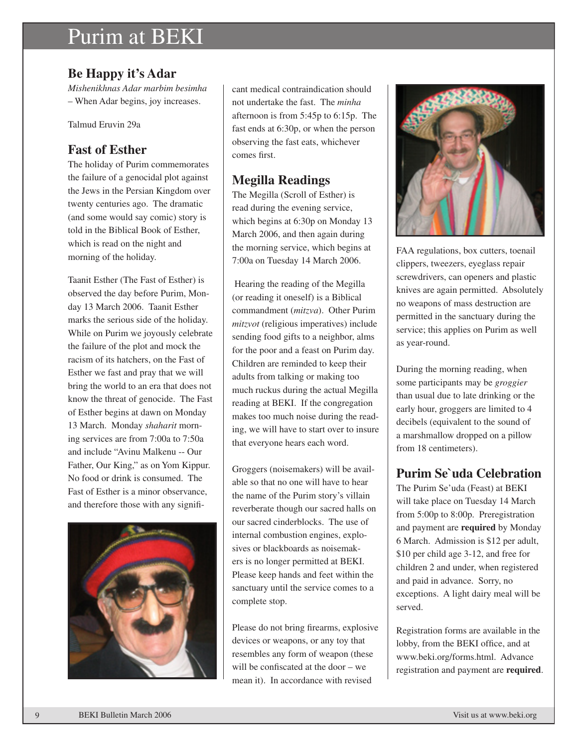# Purim at BEKI

## Be Happy it's Adar

*Mishenikhnas Adar marbim besimha* – When Adar begins, joy increases.

Talmud Eruvin 29a

## Fast of Esther

The holiday of Purim commemorates the failure of a genocidal plot against the Jews in the Persian Kingdom over twenty centuries ago. The dramatic (and some would say comic) story is told in the Biblical Book of Esther, which is read on the night and morning of the holiday.

Taanit Esther (The Fast of Esther) is observed the day before Purim, Monday 13 March 2006. Taanit Esther marks the serious side of the holiday. While on Purim we joyously celebrate the failure of the plot and mock the racism of its hatchers, on the Fast of Esther we fast and pray that we will bring the world to an era that does not know the threat of genocide. The Fast of Esther begins at dawn on Monday 13 March. Monday *shaharit* morning services are from 7:00a to 7:50a and include "Avinu Malkenu -- Our Father, Our King," as on Yom Kippur. No food or drink is consumed. The Fast of Esther is a minor observance, and therefore those with any significant medical contraindication should not undertake the fast. The *minha* afternoon is from 5:45p to 6:15p. The fast ends at 6:30p, or when the person observing the fast eats, whichever comes first.

## Megilla Readings

The Megilla (Scroll of Esther) is read during the evening service, which begins at 6:30p on Monday 13 March 2006, and then again during the morning service, which begins at 7:00a on Tuesday 14 March 2006.

Hearing the reading of the Megilla (or reading it oneself) is a Biblical commandment (*mitzva*). Other Purim *mitzvot* (religious imperatives) include sending food gifts to a neighbor, alms for the poor and a feast on Purim day. Children are reminded to keep their adults from talking or making too much ruckus during the actual Megilla reading at BEKI. If the congregation makes too much noise during the reading, we will have to start over to insure that everyone hears each word.

Groggers (noisemakers) will be available so that no one will have to hear the name of the Purim story's villain reverberate though our sacred halls on our sacred cinderblocks. The use of internal combustion engines, explosives or blackboards as noisemakers is no longer permitted at BEKI. Please keep hands and feet within the sanctuary until the service comes to a complete stop.

Please do not bring firearms, explosive devices or weapons, or any toy that resembles any form of weapon (these will be confiscated at the door – we mean it). In accordance with revised FAA regulations, box cutters, toenail clippers, tweezers, eyeglass repair screwdrivers, can openers and plastic knives are again permitted. Absolutely no weapons of mass destruction are permitted in the sanctuary during the service; this applies on Purim as well as year-round.

During the morning reading, when some participants may be *groggier* than usual due to late drinking or the early hour, groggers are limited to 4 decibels (equivalent to the sound of a marshmallow dropped on a pillow from 18 centimeters).

## Purim Se`uda Celebration

The Purim Se'uda (Feast) at BEKI will take place on Tuesday 14 March from 5:00p to 8:00p. Preregistration and payment are **required** by Monday 6 March. Admission is $12 per adult, $10 per child age 3-12, and free for children 2 and under, when registered and paid in advance. Sorry, no exceptions. A light dairy meal will be served.

Registration forms are available in the lobby, from the BEKI office, and at www.beki.org/forms.html. Advance registration and payment are **required**.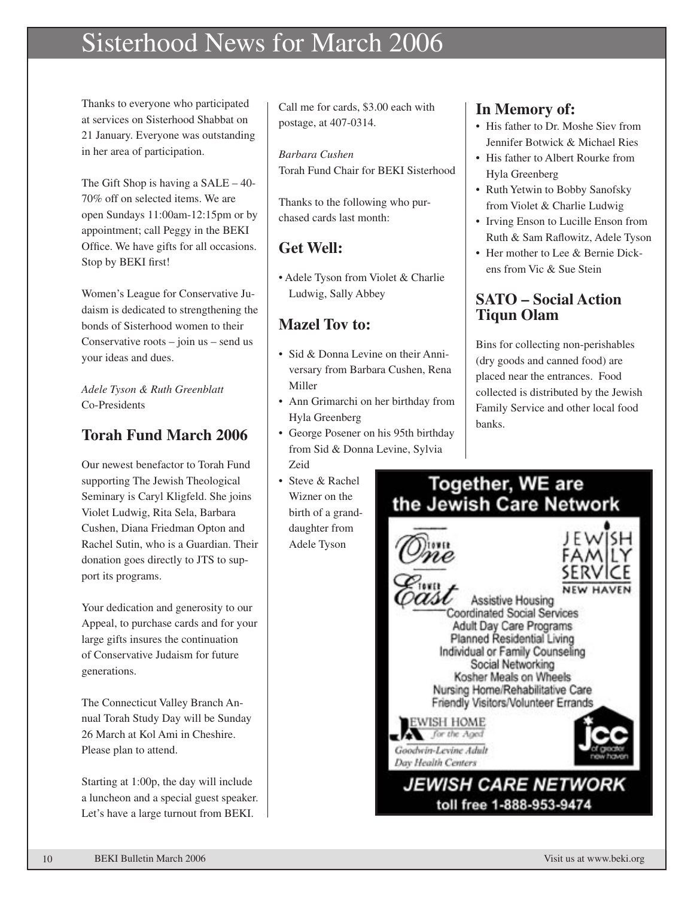# Sisterhood News for March 2006

Thanks to everyone who participated at services on Sisterhood Shabbat on 21 January. Everyone was outstanding in her area of participation.

The Gift Shop is having a SALE – 40-70% off on selected items. We are open Sundays 11:00am-12:15pm or by appointment; call Peggy in the BEKI Office. We have gifts for all occasions. Stop by BEKI first!

Women's League for Conservative Judaism is dedicated to strengthening the bonds of Sisterhood women to their Conservative roots – join us – send us your ideas and dues.

*Adele Tyson & Ruth Greenblatt*
Co-Presidents

## Torah Fund March 2006

Our newest benefactor to Torah Fund supporting The Jewish Theological Seminary is Caryl Kligfeld. She joins Violet Ludwig, Rita Sela, Barbara Cushen, Diana Friedman Opton and Rachel Sutin, who is a Guardian. Their donation goes directly to JTS to support its programs.

Your dedication and generosity to our Appeal, to purchase cards and for your large gifts insures the continuation of Conservative Judaism for future generations.

The Connecticut Valley Branch Annual Torah Study Day will be Sunday 26 March at Kol Ami in Cheshire. Please plan to attend.

Starting at 1:00p, the day will include a luncheon and a special guest speaker. Let's have a large turnout from BEKI.

Call me for cards, $3.00 each with postage, at 407-0314.

*Barbara Cushen*
Torah Fund Chair for BEKI Sisterhood

Thanks to the following who purchased cards last month:

## Get Well:

- Adele Tyson from Violet & Charlie Ludwig, Sally Abbey

## Mazel Tov to:

- Sid & Donna Levine on their Anniversary from Barbara Cushen, Rena Miller
- Ann Grimarchi on her birthday from Hyla Greenberg
- George Posener on his 95th birthday from Sid & Donna Levine, Sylvia Zeid
- Steve & Rachel Wizner on the birth of a granddaughter from Adele Tyson

## In Memory of:

- His father to Dr. Moshe Siev from Jennifer Botwick & Michael Ries
- His father to Albert Rourke from Hyla Greenberg
- Ruth Yetwin to Bobby Sanofsky from Violet & Charlie Ludwig
- Irving Enson to Lucille Enson from Ruth & Sam Raflowitz, Adele Tyson
- Her mother to Lee & Bernie Dickens from Vic & Sue Stein

## SATO – Social Action Tiqun Olam

Bins for collecting non-perishables (dry goods and canned food) are placed near the entrances. Food collected is distributed by the Jewish Family Service and other local food banks.

**Together, WE are the Jewish Care Network**

Tower One
Tower East
Jewish Family Service New Haven

Assistive Housing
Coordinated Social Services
Adult Day Care Programs
Planned Residential Living
Individual or Family Counseling
Social Networking
Kosher Meals on Wheels
Nursing Home/Rehabilitative Care
Friendly Visitors/Volunteer Errands

Jewish Home for the Aged
Goodwin-Levine Adult Day Health Centers
JCC of greater new haven

**JEWISH CARE NETWORK**
toll free 1-888-953-9474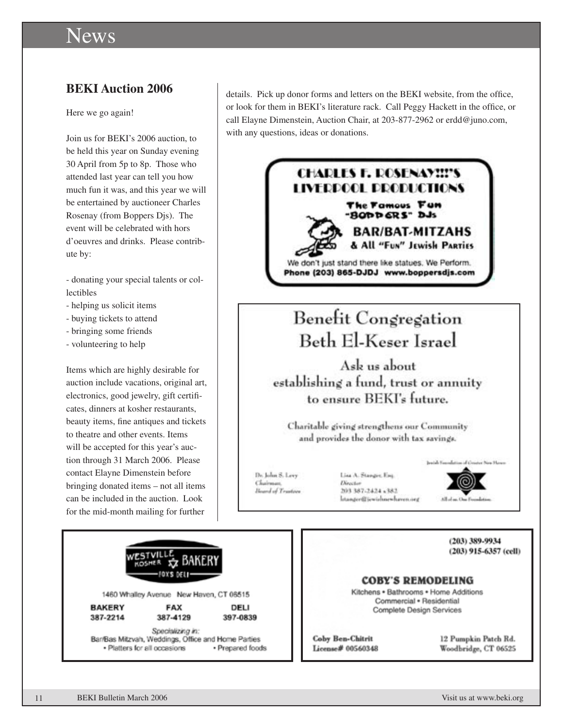# News

## BEKI Auction 2006

Here we go again!

Join us for BEKI's 2006 auction, to be held this year on Sunday evening 30 April from 5p to 8p. Those who attended last year can tell you how much fun it was, and this year we will be entertained by auctioneer Charles Rosenay (from Boppers Djs). The event will be celebrated with hors d'oeuvres and drinks. Please contribute by:

- donating your special talents or collectibles
- helping us solicit items
- buying tickets to attend
- bringing some friends
- volunteering to help

Items which are highly desirable for auction include vacations, original art, electronics, good jewelry, gift certificates, dinners at kosher restaurants, beauty items, fine antiques and tickets to theatre and other events. Items will be accepted for this year's auction through 31 March 2006. Please contact Elayne Dimenstein before bringing donated items – not all items can be included in the auction. Look for the mid-month mailing for further details. Pick up donor forms and letters on the BEKI website, from the office, or look for them in BEKI's literature rack. Call Peggy Hackett in the office, or call Elayne Dimenstein, Auction Chair, at 203-877-2962 or erdd@juno.com, with any questions, ideas or donations.

---

**CHARLES F. ROSENAY!!!'S LIVERPOOL PRODUCTIONS**

The Famous Fun "BOPPERS" DJs

**BAR/BAT-MITZAHS**

& All "Fun" Jewish Parties

We don't just stand there like statues. We Perform.

Phone (203) 865-DJDJ www.boppersdjs.com

---

**Benefit Congregation Beth El-Keser Israel**

Ask us about establishing a fund, trust or annuity to ensure BEKI's future.

Charitable giving strengthens our Community and provides the donor with tax savings.

Dr. John S. Levy
*Chairman, Board of Trustees*

Lisa A. Stanger, Esq.
*Director*
203 387-2424 x382
lstanger@jewishnewhaven.org

Jewish Foundation of Greater New Haven
All of us. One Foundation.

---

**WESTVILLE KOSHER BAKERY**
FOX'S DELI

1460 Whalley Avenue New Haven, CT 06515

| BAKERY | FAX | DELI |
| --- | --- | --- |
| 387-2214 | 387-4129 | 397-0839 |

*Specializing in:*
Bar/Bas Mitzvah, Weddings, Office and Home Parties
• Platters for all occasions • Prepared foods

---

(203) 389-9934
(203) 915-6357 (cell)

**COBY'S REMODELING**

Kitchens • Bathrooms • Home Additions
Commercial • Residential
Complete Design Services

Coby Ben-Chitrit
License# 00560348

12 Pumpkin Patch Rd.
Woodbridge, CT 06525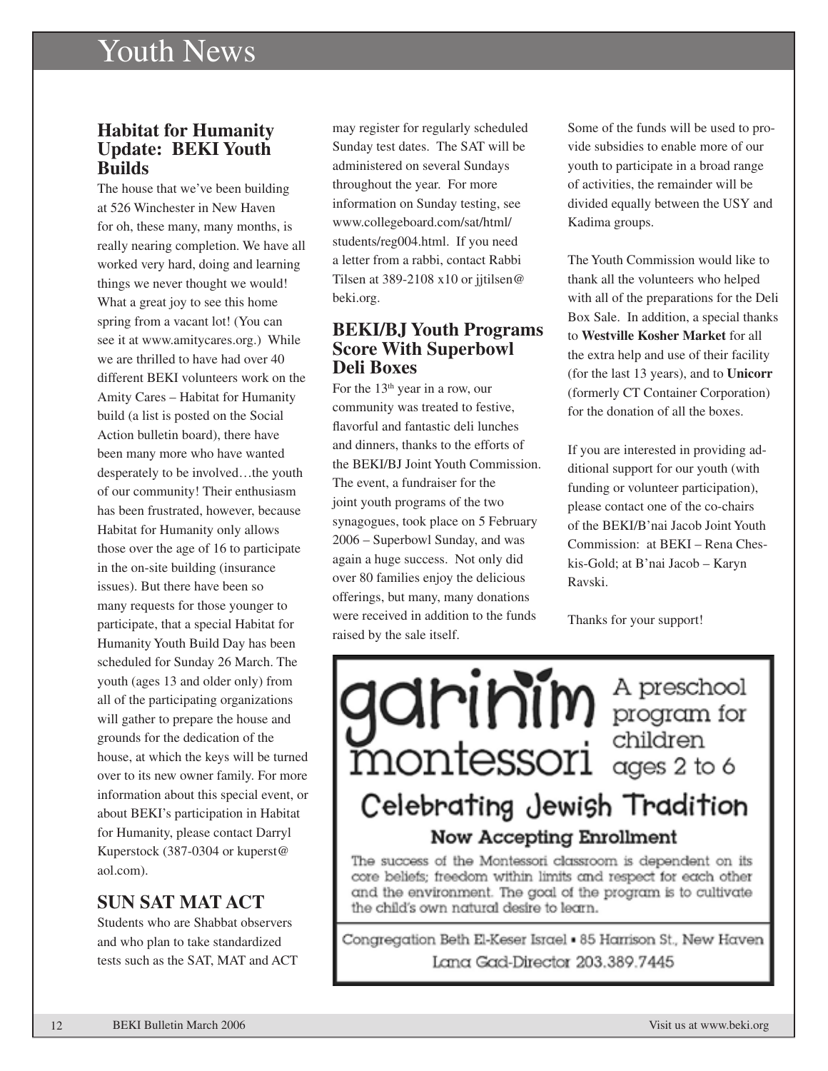# Youth News

## Habitat for Humanity Update: BEKI Youth Builds

The house that we've been building at 526 Winchester in New Haven for oh, these many, many months, is really nearing completion. We have all worked very hard, doing and learning things we never thought we would! What a great joy to see this home spring from a vacant lot! (You can see it at www.amitycares.org.) While we are thrilled to have had over 40 different BEKI volunteers work on the Amity Cares – Habitat for Humanity build (a list is posted on the Social Action bulletin board), there have been many more who have wanted desperately to be involved…the youth of our community! Their enthusiasm has been frustrated, however, because Habitat for Humanity only allows those over the age of 16 to participate in the on-site building (insurance issues). But there have been so many requests for those younger to participate, that a special Habitat for Humanity Youth Build Day has been scheduled for Sunday 26 March. The youth (ages 13 and older only) from all of the participating organizations will gather to prepare the house and grounds for the dedication of the house, at which the keys will be turned over to its new owner family. For more information about this special event, or about BEKI's participation in Habitat for Humanity, please contact Darryl Kuperstock (387-0304 or kuperst@aol.com).

## SUN SAT MAT ACT

Students who are Shabbat observers and who plan to take standardized tests such as the SAT, MAT and ACT may register for regularly scheduled Sunday test dates. The SAT will be administered on several Sundays throughout the year. For more information on Sunday testing, see www.collegeboard.com/sat/html/students/reg004.html. If you need a letter from a rabbi, contact Rabbi Tilsen at 389-2108 x10 or jjtilsen@beki.org.

## BEKI/BJ Youth Programs Score With Superbowl Deli Boxes

For the 13th year in a row, our community was treated to festive, flavorful and fantastic deli lunches and dinners, thanks to the efforts of the BEKI/BJ Joint Youth Commission. The event, a fundraiser for the joint youth programs of the two synagogues, took place on 5 February 2006 – Superbowl Sunday, and was again a huge success. Not only did over 80 families enjoy the delicious offerings, but many, many donations were received in addition to the funds raised by the sale itself.

Some of the funds will be used to provide subsidies to enable more of our youth to participate in a broad range of activities, the remainder will be divided equally between the USY and Kadima groups.

The Youth Commission would like to thank all the volunteers who helped with all of the preparations for the Deli Box Sale. In addition, a special thanks to **Westville Kosher Market** for all the extra help and use of their facility (for the last 13 years), and to **Unicorr** (formerly CT Container Corporation) for the donation of all the boxes.

If you are interested in providing additional support for our youth (with funding or volunteer participation), please contact one of the co-chairs of the BEKI/B'nai Jacob Joint Youth Commission: at BEKI – Rena Cheskis-Gold; at B'nai Jacob – Karyn Ravski.

Thanks for your support!

---

**garinim montessori** A preschool program for children ages 2 to 6

**Celebrating Jewish Tradition**

**Now Accepting Enrollment**

The success of the Montessori classroom is dependent on its core beliefs; freedom within limits and respect for each other and the environment. The goal of the program is to cultivate the child's own natural desire to learn.

Congregation Beth El-Keser Israel • 85 Harrison St., New Haven
Lana Gad-Director 203.389.7445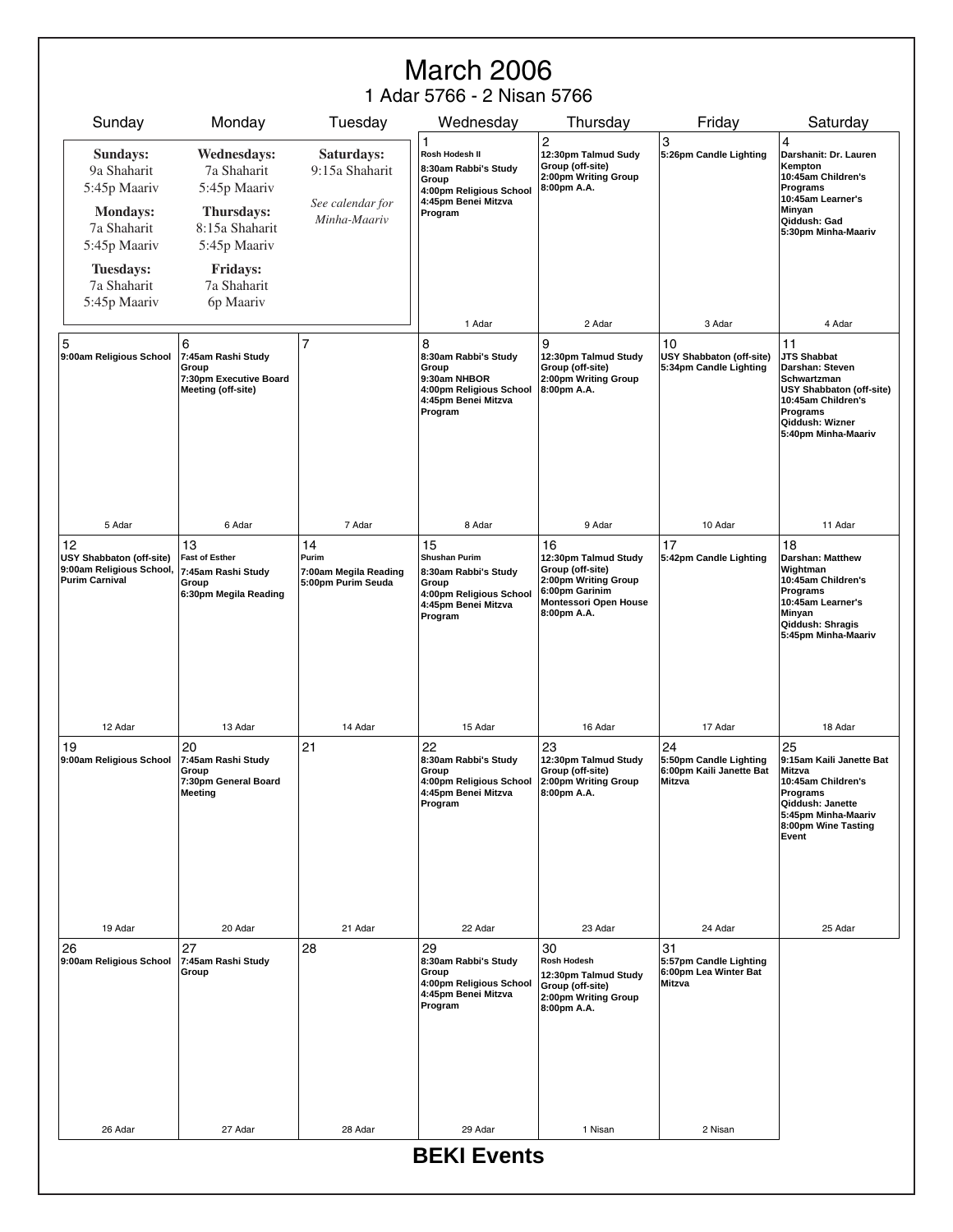# March 2006

## 1 Adar 5766 - 2 Nisan 5766

**Sundays:** 9a Shaharit, 5:45p Maariv
**Mondays:** 7a Shaharit, 5:45p Maariv
**Tuesdays:** 7a Shaharit, 5:45p Maariv
**Wednesdays:** 7a Shaharit, 5:45p Maariv
**Thursdays:** 8:15a Shaharit, 5:45p Maariv
**Fridays:** 7a Shaharit, 6p Maariv
**Saturdays:** 9:15a Shaharit

*See calendar for Minha-Maariv*

| Sunday | Monday | Tuesday | Wednesday | Thursday | Friday | Saturday |
|---|---|---|---|---|---|---|
| | | | 1<br>Rosh Hodesh II<br>8:30am Rabbi's Study Group<br>4:00pm Religious School<br>4:45pm Benei Mitzva Program<br>1 Adar | 2<br>12:30pm Talmud Sudy Group (off-site)<br>2:00pm Writing Group<br>8:00pm A.A.<br>2 Adar | 3<br>5:26pm Candle Lighting<br>3 Adar | 4<br>Darshanit: Dr. Lauren Kempton<br>10:45am Children's Programs<br>10:45am Learner's Minyan<br>Qiddush: Gad<br>5:30pm Minha-Maariv<br>4 Adar |
| 5<br>9:00am Religious School<br>5 Adar | 6<br>7:45am Rashi Study Group<br>7:30pm Executive Board Meeting (off-site)<br>6 Adar | 7<br>7 Adar | 8<br>8:30am Rabbi's Study Group<br>9:30am NHBOR<br>4:00pm Religious School<br>4:45pm Benei Mitzva Program<br>8 Adar | 9<br>12:30pm Talmud Study Group (off-site)<br>2:00pm Writing Group<br>8:00pm A.A.<br>9 Adar | 10<br>USY Shabbaton (off-site)<br>5:34pm Candle Lighting<br>10 Adar | 11<br>JTS Shabbat<br>Darshan: Steven Schwartzman<br>USY Shabbaton (off-site)<br>10:45am Children's Programs<br>Qiddush: Wizner<br>5:40pm Minha-Maariv<br>11 Adar |
| 12<br>USY Shabbaton (off-site)<br>9:00am Religious School, Purim Carnival<br>12 Adar | 13<br>Fast of Esther<br>7:45am Rashi Study Group<br>6:30pm Megila Reading<br>13 Adar | 14<br>Purim<br>7:00am Megila Reading<br>5:00pm Purim Seuda<br>14 Adar | 15<br>Shushan Purim<br>8:30am Rabbi's Study Group<br>4:00pm Religious School<br>4:45pm Benei Mitzva Program<br>15 Adar | 16<br>12:30pm Talmud Study Group (off-site)<br>2:00pm Writing Group<br>6:00pm Garinim Montessori Open House<br>8:00pm A.A.<br>16 Adar | 17<br>5:42pm Candle Lighting<br>17 Adar | 18<br>Darshan: Matthew Wightman<br>10:45am Children's Programs<br>10:45am Learner's Minyan<br>Qiddush: Shragis<br>5:45pm Minha-Maariv<br>18 Adar |
| 19<br>9:00am Religious School<br>19 Adar | 20<br>7:45am Rashi Study Group<br>7:30pm General Board Meeting<br>20 Adar | 21<br>21 Adar | 22<br>8:30am Rabbi's Study Group<br>4:00pm Religious School<br>4:45pm Benei Mitzva Program<br>22 Adar | 23<br>12:30pm Talmud Study Group (off-site)<br>2:00pm Writing Group<br>8:00pm A.A.<br>23 Adar | 24<br>5:50pm Candle Lighting<br>6:00pm Kaili Janette Bat Mitzva<br>24 Adar | 25<br>9:15am Kaili Janette Bat Mitzva<br>10:45am Children's Programs<br>Qiddush: Janette<br>5:45pm Minha-Maariv<br>8:00pm Wine Tasting Event<br>25 Adar |
| 26<br>9:00am Religious School<br>26 Adar | 27<br>7:45am Rashi Study Group<br>27 Adar | 28<br>28 Adar | 29<br>8:30am Rabbi's Study Group<br>4:00pm Religious School<br>4:45pm Benei Mitzva Program<br>29 Adar | 30<br>Rosh Hodesh<br>12:30pm Talmud Study Group (off-site)<br>2:00pm Writing Group<br>8:00pm A.A.<br>1 Nisan | 31<br>5:57pm Candle Lighting<br>6:00pm Lea Winter Bat Mitzva<br>2 Nisan | |

**BEKI Events**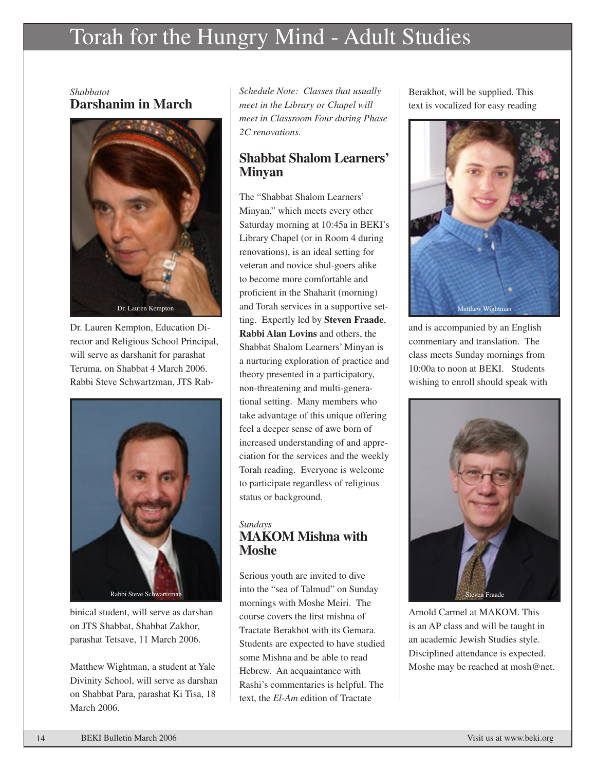# Torah for the Hungry Mind - Adult Studies

*Shabbatot*

## Darshanim in March

Dr. Lauren Kempton

Dr. Lauren Kempton, Education Director and Religious School Principal, will serve as darshanit for parashat Teruma, on Shabbat 4 March 2006. Rabbi Steve Schwartzman, JTS Rabbinical student, will serve as darshan on JTS Shabbat, Shabbat Zakhor, parashat Tetsave, 11 March 2006.

Rabbi Steve Schwartzman

Matthew Wightman, a student at Yale Divinity School, will serve as darshan on Shabbat Para, parashat Ki Tisa, 18 March 2006.

*Schedule Note: Classes that usually meet in the Library or Chapel will meet in Classroom Four during Phase 2C renovations.*

## Shabbat Shalom Learners' Minyan

The "Shabbat Shalom Learners' Minyan," which meets every other Saturday morning at 10:45a in BEKI's Library Chapel (or in Room 4 during renovations), is an ideal setting for veteran and novice shul-goers alike to become more comfortable and proficient in the Shaharit (morning) and Torah services in a supportive setting. Expertly led by **Steven Fraade**, **Rabbi Alan Lovins** and others, the Shabbat Shalom Learners' Minyan is a nurturing exploration of practice and theory presented in a participatory, non-threatening and multi-generational setting. Many members who take advantage of this unique offering feel a deeper sense of awe born of increased understanding of and appreciation for the services and the weekly Torah reading. Everyone is welcome to participate regardless of religious status or background.

*Sundays*

## MAKOM Mishna with Moshe

Serious youth are invited to dive into the "sea of Talmud" on Sunday mornings with Moshe Meiri. The course covers the first mishna of Tractate Berakhot with its Gemara. Students are expected to have studied some Mishna and be able to read Hebrew. An acquaintance with Rashi's commentaries is helpful. The text, the *El-Am* edition of Tractate Berakhot, will be supplied. This text is vocalized for easy reading and is accompanied by an English commentary and translation. The class meets Sunday mornings from 10:00a to noon at BEKI. Students wishing to enroll should speak with Arnold Carmel at MAKOM. This is an AP class and will be taught in an academic Jewish Studies style. Disciplined attendance is expected. Moshe may be reached at mosh@net.

Matthew Wightman

Steven Fraade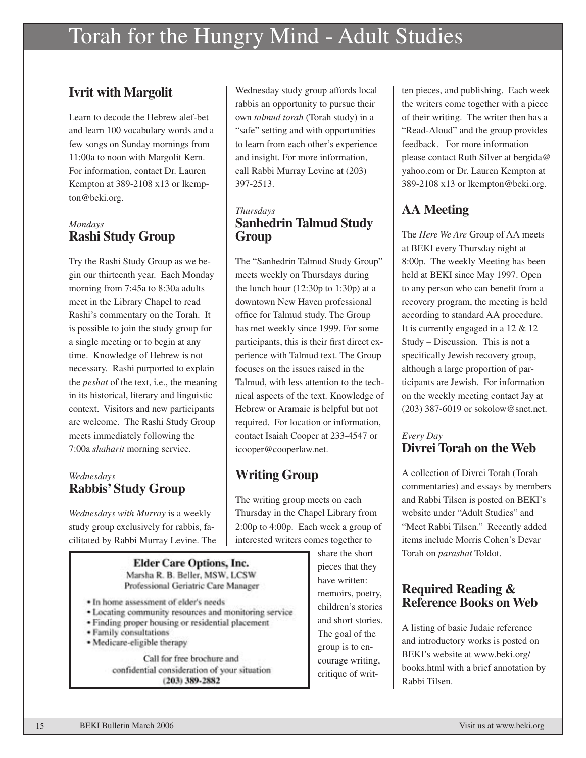# Torah for the Hungry Mind - Adult Studies

## Ivrit with Margolit

Learn to decode the Hebrew alef-bet and learn 100 vocabulary words and a few songs on Sunday mornings from 11:00a to noon with Margolit Kern. For information, contact Dr. Lauren Kempton at 389-2108 x13 or lkempton@beki.org.

*Mondays*

## Rashi Study Group

Try the Rashi Study Group as we begin our thirteenth year. Each Monday morning from 7:45a to 8:30a adults meet in the Library Chapel to read Rashi's commentary on the Torah. It is possible to join the study group for a single meeting or to begin at any time. Knowledge of Hebrew is not necessary. Rashi purported to explain the *peshat* of the text, i.e., the meaning in its historical, literary and linguistic context. Visitors and new participants are welcome. The Rashi Study Group meets immediately following the 7:00a *shaharit* morning service.

*Wednesdays*

## Rabbis' Study Group

*Wednesdays with Murray* is a weekly study group exclusively for rabbis, facilitated by Rabbi Murray Levine. The Wednesday study group affords local rabbis an opportunity to pursue their own *talmud torah* (Torah study) in a "safe" setting and with opportunities to learn from each other's experience and insight. For more information, call Rabbi Murray Levine at (203) 397-2513.

*Thursdays*

## Sanhedrin Talmud Study Group

The "Sanhedrin Talmud Study Group" meets weekly on Thursdays during the lunch hour (12:30p to 1:30p) at a downtown New Haven professional office for Talmud study. The Group has met weekly since 1999. For some participants, this is their first direct experience with Talmud text. The Group focuses on the issues raised in the Talmud, with less attention to the technical aspects of the text. Knowledge of Hebrew or Aramaic is helpful but not required. For location or information, contact Isaiah Cooper at 233-4547 or icooper@cooperlaw.net.

## Writing Group

The writing group meets on each Thursday in the Chapel Library from 2:00p to 4:00p. Each week a group of interested writers comes together to share the short pieces that they have written: memoirs, poetry, children's stories and short stories. The goal of the group is to encourage writing, critique of written pieces, and publishing. Each week the writers come together with a piece of their writing. The writer then has a "Read-Aloud" and the group provides feedback. For more information please contact Ruth Silver at bergida@yahoo.com or Dr. Lauren Kempton at 389-2108 x13 or lkempton@beki.org.

**Elder Care Options, Inc.**
Marsha R. B. Beller, MSW, LCSW
Professional Geriatric Care Manager

- In home assessment of elder's needs
- Locating community resources and monitoring service
- Finding proper housing or residential placement
- Family consultations
- Medicare-eligible therapy

Call for free brochure and confidential consideration of your situation
**(203) 389-2882**

## AA Meeting

The *Here We Are* Group of AA meets at BEKI every Thursday night at 8:00p. The weekly Meeting has been held at BEKI since May 1997. Open to any person who can benefit from a recovery program, the meeting is held according to standard AA procedure. It is currently engaged in a 12 & 12 Study – Discussion. This is not a specifically Jewish recovery group, although a large proportion of participants are Jewish. For information on the weekly meeting contact Jay at (203) 387-6019 or sokolow@snet.net.

*Every Day*

## Divrei Torah on the Web

A collection of Divrei Torah (Torah commentaries) and essays by members and Rabbi Tilsen is posted on BEKI's website under "Adult Studies" and "Meet Rabbi Tilsen." Recently added items include Morris Cohen's Devar Torah on *parashat* Toldot.

## Required Reading & Reference Books on Web

A listing of basic Judaic reference and introductory works is posted on BEKI's website at www.beki.org/books.html with a brief annotation by Rabbi Tilsen.